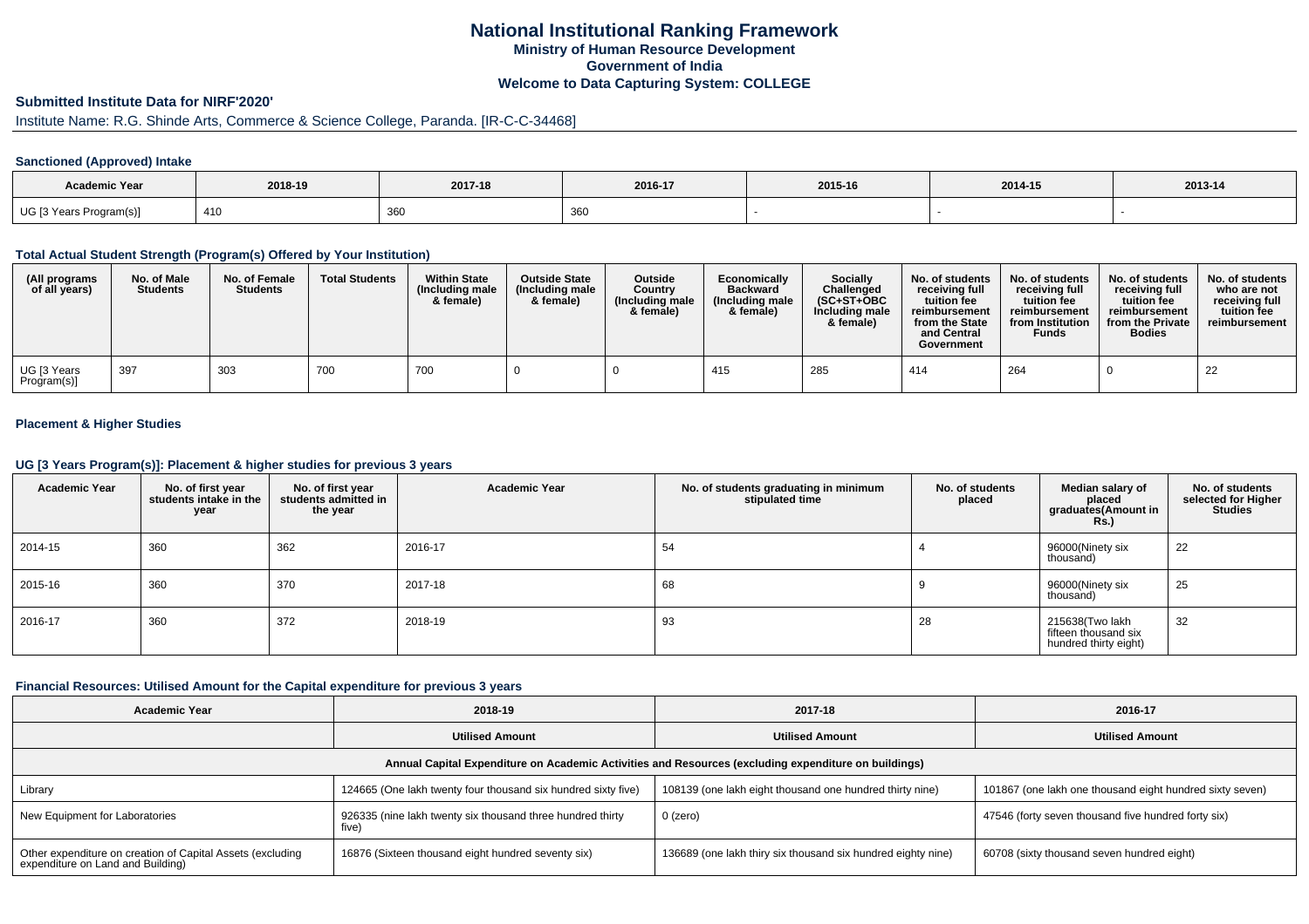# National Institutional Ranking Framework

**Ministry of Human Resource Development**

**Government of India**

**Welcome to Data Capturing System: COLLEGE**

## Submitted Institute Data for NIRF'2020'

Institute Name: R.G. Shinde Arts, Commerce & Science College, Paranda. [IR-C-C-34468]

### Sanctioned (Approved) Intake

| Academic Year | 2018-19 | 2017-18 | 2016-17 | 2015-16 | 2014-15 | 2013-14 |
|---|---|---|---|---|---|---|
| UG [3 Years Program(s)] | 410 | 360 | 360 | - | - | - |

### Total Actual Student Strength (Program(s) Offered by Your Institution)

| (All programs of all years) | No. of Male Students | No. of Female Students | Total Students | Within State (Including male & female) | Outside State (Including male & female) | Outside Country (Including male & female) | Economically Backward (Including male & female) | Socially Challenged (SC+ST+OBC Including male & female) | No. of students receiving full tuition fee reimbursement from the State and Central Government | No. of students receiving full tuition fee reimbursement from Institution Funds | No. of students receiving full tuition fee reimbursement from the Private Bodies | No. of students who are not receiving full tuition fee reimbursement |
|---|---|---|---|---|---|---|---|---|---|---|---|---|
| UG [3 Years Program(s)] | 397 | 303 | 700 | 700 | 0 | 0 | 415 | 285 | 414 | 264 | 0 | 22 |

### Placement & Higher Studies

### UG [3 Years Program(s)]: Placement & higher studies for previous 3 years

| Academic Year | No. of first year students intake in the year | No. of first year students admitted in the year | Academic Year | No. of students graduating in minimum stipulated time | No. of students placed | Median salary of placed graduates(Amount in Rs.) | No. of students selected for Higher Studies |
|---|---|---|---|---|---|---|---|
| 2014-15 | 360 | 362 | 2016-17 | 54 | 4 | 96000(Ninety six thousand) | 22 |
| 2015-16 | 360 | 370 | 2017-18 | 68 | 9 | 96000(Ninety six thousand) | 25 |
| 2016-17 | 360 | 372 | 2018-19 | 93 | 28 | 215638(Two lakh fifteen thousand six hundred thirty eight) | 32 |

### Financial Resources: Utilised Amount for the Capital expenditure for previous 3 years

| Academic Year | 2018-19 | 2017-18 | 2016-17 |
|---|---|---|---|
| | Utilised Amount | Utilised Amount | Utilised Amount |
| Annual Capital Expenditure on Academic Activities and Resources (excluding expenditure on buildings) | | | |
| Library | 124665 (One lakh twenty four thousand six hundred sixty five) | 108139 (one lakh eight thousand one hundred thirty nine) | 101867 (one lakh one thousand eight hundred sixty seven) |
| New Equipment for Laboratories | 926335 (nine lakh twenty six thousand three hundred thirty five) | 0 (zero) | 47546 (forty seven thousand five hundred forty six) |
| Other expenditure on creation of Capital Assets (excluding expenditure on Land and Building) | 16876 (Sixteen thousand eight hundred seventy six) | 136689 (one lakh thiry six thousand six hundred eighty nine) | 60708 (sixty thousand seven hundred eight) |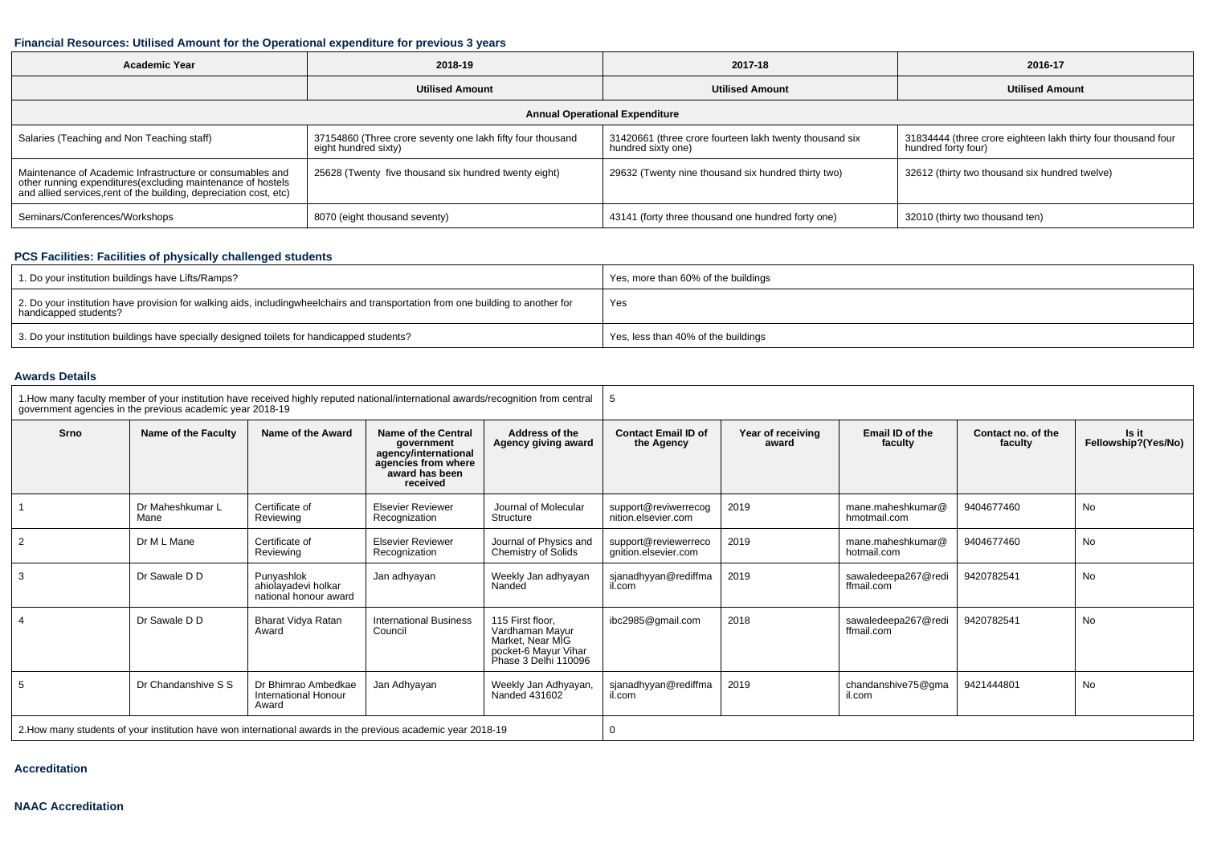### Financial Resources: Utilised Amount for the Operational expenditure for previous 3 years

| Academic Year | 2018-19 | 2017-18 | 2016-17 |
|---|---|---|---|
| | Utilised Amount | Utilised Amount | Utilised Amount |
| **Annual Operational Expenditure** | | | |
| Salaries (Teaching and Non Teaching staff) | 37154860 (Three crore seventy one lakh fifty four thousand eight hundred sixty) | 31420661 (three crore fourteen lakh twenty thousand six hundred sixty one) | 31834444 (three crore eighteen lakh thirty four thousand four hundred forty four) |
| Maintenance of Academic Infrastructure or consumables and other running expenditures(excluding maintenance of hostels and allied services,rent of the building, depreciation cost, etc) | 25628 (Twenty five thousand six hundred twenty eight) | 29632 (Twenty nine thousand six hundred thirty two) | 32612 (thirty two thousand six hundred twelve) |
| Seminars/Conferences/Workshops | 8070 (eight thousand seventy) | 43141 (forty three thousand one hundred forty one) | 32010 (thirty two thousand ten) |

### PCS Facilities: Facilities of physically challenged students

| | |
|---|---|
| 1. Do your institution buildings have Lifts/Ramps? | Yes, more than 60% of the buildings |
| 2. Do your institution have provision for walking aids, includingwheelchairs and transportation from one building to another for handicapped students? | Yes |
| 3. Do your institution buildings have specially designed toilets for handicapped students? | Yes, less than 40% of the buildings |

### Awards Details

| 1.How many faculty member of your institution have received highly reputed national/international awards/recognition from central government agencies in the previous academic year 2018-19 | | | | 5 | | | | |
|---|---|---|---|---|---|---|---|---|
| **Srno** | **Name of the Faculty** | **Name of the Award** | **Name of the Central government agency/international agencies from where award has been received** | **Address of the Agency giving award** | **Contact Email ID of the Agency** | **Year of receiving award** | **Email ID of the faculty** | **Contact no. of the faculty** | **Is it Fellowship?(Yes/No)** |
| 1 | Dr Maheshkumar L Mane | Certificate of Reviewing | Elsevier Reviewer Recognization | Journal of Molecular Structure | support@reviwerrecognition.elsevier.com | 2019 | mane.maheshkumar@hmotmail.com | 9404677460 | No |
| 2 | Dr M L Mane | Certificate of Reviewing | Elsevier Reviewer Recognization | Journal of Physics and Chemistry of Solids | support@reviewerrecognition.elsevier.com | 2019 | mane.maheshkumar@hotmail.com | 9404677460 | No |
| 3 | Dr Sawale D D | Punyashlok ahiolayadevi holkar national honour award | Jan adhyayan | Weekly Jan adhyayan Nanded | sjanadhyyan@rediffmail.com | 2019 | sawaledeepa267@rediffmail.com | 9420782541 | No |
| 4 | Dr Sawale D D | Bharat Vidya Ratan Award | International Business Council | 115 First floor, Vardhaman Mayur Market, Near MIG pocket-6 Mayur Vihar Phase 3 Delhi 110096 | ibc2985@gmail.com | 2018 | sawaledeepa267@rediffmail.com | 9420782541 | No |
| 5 | Dr Chandanshive S S | Dr Bhimrao Ambedkae International Honour Award | Jan Adhyayan | Weekly Jan Adhyayan, Nanded 431602 | sjanadhyyan@rediffmail.com | 2019 | chandanshive75@gmail.com | 9421444801 | No |
| 2.How many students of your institution have won international awards in the previous academic year 2018-19 | | | | 0 | | | | | |

### Accreditation

### NAAC Accreditation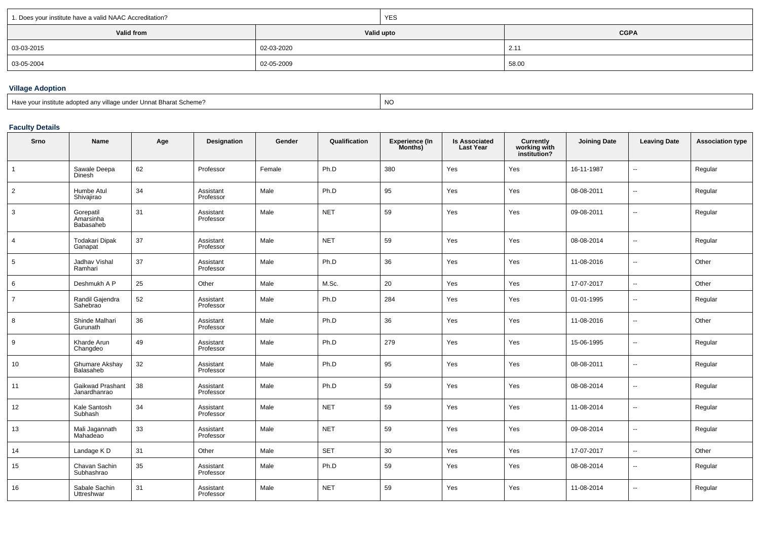| 1. Does your institute have a valid NAAC Accreditation? | YES | |
|---|---|---|
| **Valid from** | **Valid upto** | **CGPA** |
| 03-03-2015 | 02-03-2020 | 2.11 |
| 03-05-2004 | 02-05-2009 | 58.00 |

### Village Adoption

| Have your institute adopted any village under Unnat Bharat Scheme? | NO |
|---|---|

### Faculty Details

| Srno | Name | Age | Designation | Gender | Qualification | Experience (In Months) | Is Associated Last Year | Currently working with institution? | Joining Date | Leaving Date | Association type |
|---|---|---|---|---|---|---|---|---|---|---|---|
| 1 | Sawale Deepa Dinesh | 62 | Professor | Female | Ph.D | 380 | Yes | Yes | 16-11-1987 | -- | Regular |
| 2 | Humbe Atul Shivajirao | 34 | Assistant Professor | Male | Ph.D | 95 | Yes | Yes | 08-08-2011 | -- | Regular |
| 3 | Gorepatil Amarsinha Babasaheb | 31 | Assistant Professor | Male | NET | 59 | Yes | Yes | 09-08-2011 | -- | Regular |
| 4 | Todakari Dipak Ganapat | 37 | Assistant Professor | Male | NET | 59 | Yes | Yes | 08-08-2014 | -- | Regular |
| 5 | Jadhav Vishal Ramhari | 37 | Assistant Professor | Male | Ph.D | 36 | Yes | Yes | 11-08-2016 | -- | Other |
| 6 | Deshmukh A P | 25 | Other | Male | M.Sc. | 20 | Yes | Yes | 17-07-2017 | -- | Other |
| 7 | Randil Gajendra Sahebrao | 52 | Assistant Professor | Male | Ph.D | 284 | Yes | Yes | 01-01-1995 | -- | Regular |
| 8 | Shinde Malhari Gurunath | 36 | Assistant Professor | Male | Ph.D | 36 | Yes | Yes | 11-08-2016 | -- | Other |
| 9 | Kharde Arun Changdeo | 49 | Assistant Professor | Male | Ph.D | 279 | Yes | Yes | 15-06-1995 | -- | Regular |
| 10 | Ghumare Akshay Balasaheb | 32 | Assistant Professor | Male | Ph.D | 95 | Yes | Yes | 08-08-2011 | -- | Regular |
| 11 | Gaikwad Prashant Janardhanrao | 38 | Assistant Professor | Male | Ph.D | 59 | Yes | Yes | 08-08-2014 | -- | Regular |
| 12 | Kale Santosh Subhash | 34 | Assistant Professor | Male | NET | 59 | Yes | Yes | 11-08-2014 | -- | Regular |
| 13 | Mali Jagannath Mahadeao | 33 | Assistant Professor | Male | NET | 59 | Yes | Yes | 09-08-2014 | -- | Regular |
| 14 | Landage K D | 31 | Other | Male | SET | 30 | Yes | Yes | 17-07-2017 | -- | Other |
| 15 | Chavan Sachin Subhashrao | 35 | Assistant Professor | Male | Ph.D | 59 | Yes | Yes | 08-08-2014 | -- | Regular |
| 16 | Sabale Sachin Uttreshwar | 31 | Assistant Professor | Male | NET | 59 | Yes | Yes | 11-08-2014 | -- | Regular |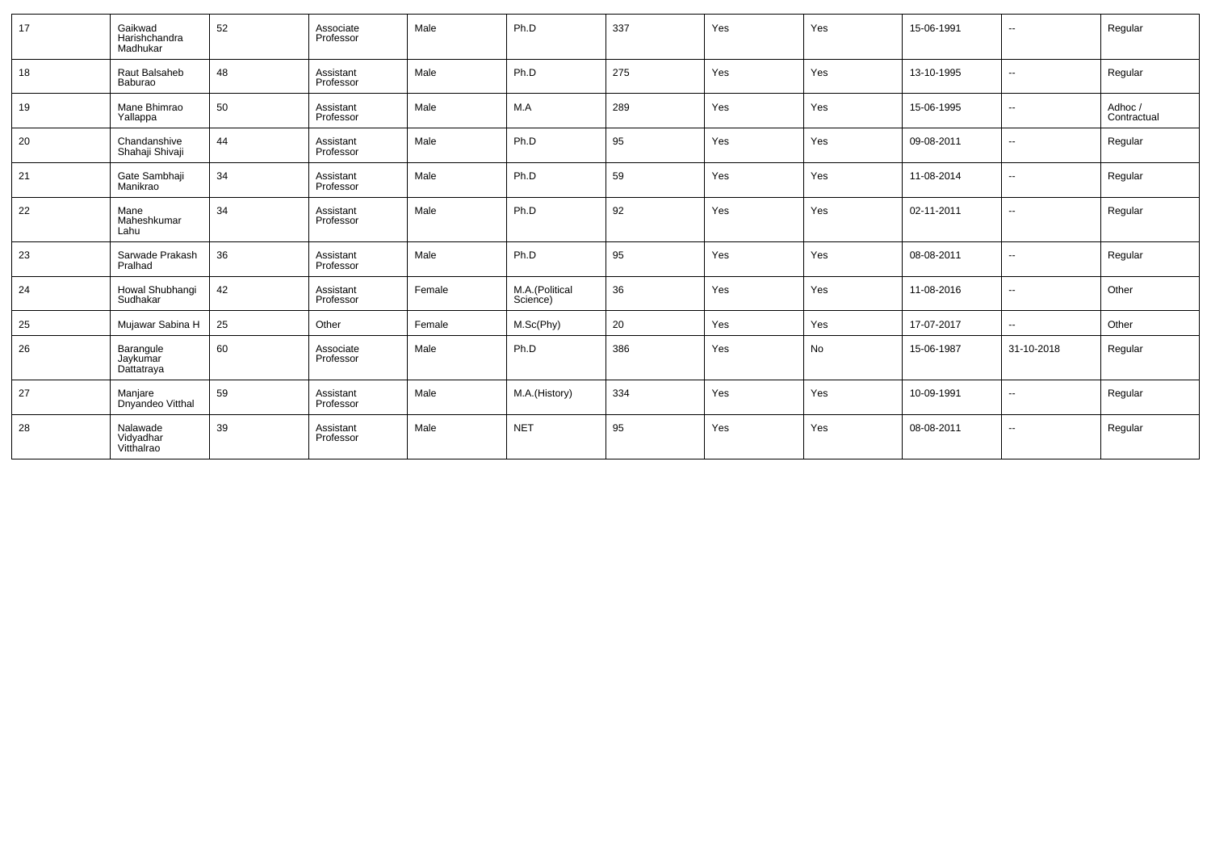| | | | | | | | | | | | |
|---|---|---|---|---|---|---|---|---|---|---|---|
| 17 | Gaikwad Harishchandra Madhukar | 52 | Associate Professor | Male | Ph.D | 337 | Yes | Yes | 15-06-1991 | -- | Regular |
| 18 | Raut Balsaheb Baburao | 48 | Assistant Professor | Male | Ph.D | 275 | Yes | Yes | 13-10-1995 | -- | Regular |
| 19 | Mane Bhimrao Yallappa | 50 | Assistant Professor | Male | M.A | 289 | Yes | Yes | 15-06-1995 | -- | Adhoc / Contractual |
| 20 | Chandanshive Shahaji Shivaji | 44 | Assistant Professor | Male | Ph.D | 95 | Yes | Yes | 09-08-2011 | -- | Regular |
| 21 | Gate Sambhaji Manikrao | 34 | Assistant Professor | Male | Ph.D | 59 | Yes | Yes | 11-08-2014 | -- | Regular |
| 22 | Mane Maheshkumar Lahu | 34 | Assistant Professor | Male | Ph.D | 92 | Yes | Yes | 02-11-2011 | -- | Regular |
| 23 | Sarwade Prakash Pralhad | 36 | Assistant Professor | Male | Ph.D | 95 | Yes | Yes | 08-08-2011 | -- | Regular |
| 24 | Howal Shubhangi Sudhakar | 42 | Assistant Professor | Female | M.A.(Political Science) | 36 | Yes | Yes | 11-08-2016 | -- | Other |
| 25 | Mujawar Sabina H | 25 | Other | Female | M.Sc(Phy) | 20 | Yes | Yes | 17-07-2017 | -- | Other |
| 26 | Barangule Jaykumar Dattatraya | 60 | Associate Professor | Male | Ph.D | 386 | Yes | No | 15-06-1987 | 31-10-2018 | Regular |
| 27 | Manjare Dnyandeo Vitthal | 59 | Assistant Professor | Male | M.A.(History) | 334 | Yes | Yes | 10-09-1991 | -- | Regular |
| 28 | Nalawade Vidyadhar Vitthalrao | 39 | Assistant Professor | Male | NET | 95 | Yes | Yes | 08-08-2011 | -- | Regular |